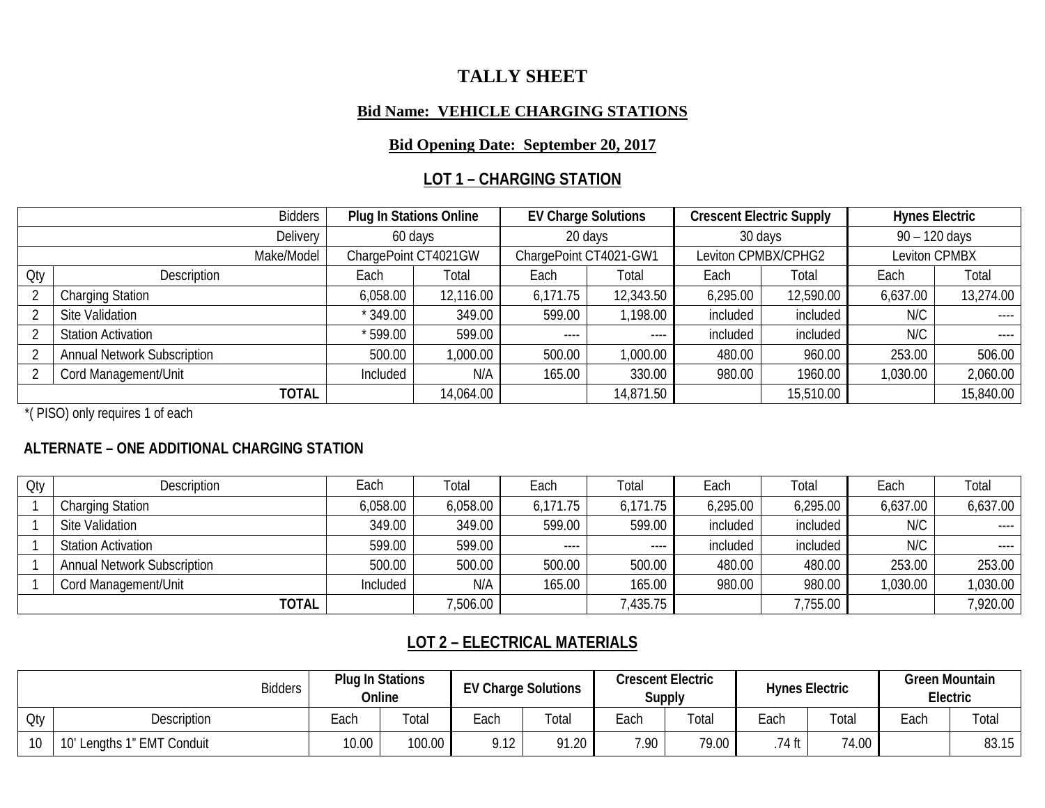# TALLY SHEET

**Bid Name: VEHICLE CHARGING STATIONS**

**Bid Opening Date: September 20, 2017**

## LOT 1 – CHARGING STATION

| | Bidders | Plug In Stations Online | | EV Charge Solutions | | Crescent Electric Supply | | Hynes Electric | |
|---|---|---|---|---|---|---|---|---|---|
| | Delivery | 60 days | | 20 days | | 30 days | | 90 – 120 days | |
| | Make/Model | ChargePoint CT4021GW | | ChargePoint CT4021-GW1 | | Leviton CPMBX/CPHG2 | | Leviton CPMBX | |
| Qty | Description | Each | Total | Each | Total | Each | Total | Each | Total |
| 2 | Charging Station | 6,058.00 | 12,116.00 | 6,171.75 | 12,343.50 | 6,295.00 | 12,590.00 | 6,637.00 | 13,274.00 |
| 2 | Site Validation | * 349.00 | 349.00 | 599.00 | 1,198.00 | included | included | N/C | ---- |
| 2 | Station Activation | * 599.00 | 599.00 | ---- | ---- | included | included | N/C | ---- |
| 2 | Annual Network Subscription | 500.00 | 1,000.00 | 500.00 | 1,000.00 | 480.00 | 960.00 | 253.00 | 506.00 |
| 2 | Cord Management/Unit | Included | N/A | 165.00 | 330.00 | 980.00 | 1960.00 | 1,030.00 | 2,060.00 |
| | **TOTAL** | | 14,064.00 | | 14,871.50 | | 15,510.00 | | 15,840.00 |

*( PISO) only requires 1 of each

**ALTERNATE – ONE ADDITIONAL CHARGING STATION**

| Qty | Description | Each | Total | Each | Total | Each | Total | Each | Total |
|---|---|---|---|---|---|---|---|---|---|
| 1 | Charging Station | 6,058.00 | 6,058.00 | 6,171.75 | 6,171.75 | 6,295.00 | 6,295.00 | 6,637.00 | 6,637.00 |
| 1 | Site Validation | 349.00 | 349.00 | 599.00 | 599.00 | included | included | N/C | ---- |
| 1 | Station Activation | 599.00 | 599.00 | ---- | ---- | included | included | N/C | ---- |
| 1 | Annual Network Subscription | 500.00 | 500.00 | 500.00 | 500.00 | 480.00 | 480.00 | 253.00 | 253.00 |
| 1 | Cord Management/Unit | Included | N/A | 165.00 | 165.00 | 980.00 | 980.00 | 1,030.00 | 1,030.00 |
| | **TOTAL** | | 7,506.00 | | 7,435.75 | | 7,755.00 | | 7,920.00 |

## LOT 2 – ELECTRICAL MATERIALS

| | Bidders | Plug In Stations Online | | EV Charge Solutions | | Crescent Electric Supply | | Hynes Electric | | Green Mountain Electric | |
|---|---|---|---|---|---|---|---|---|---|---|---|
| Qty | Description | Each | Total | Each | Total | Each | Total | Each | Total | Each | Total |
| 10 | 10' Lengths 1" EMT Conduit | 10.00 | 100.00 | 9.12 | 91.20 | 7.90 | 79.00 | .74 ft | 74.00 | | 83.15 |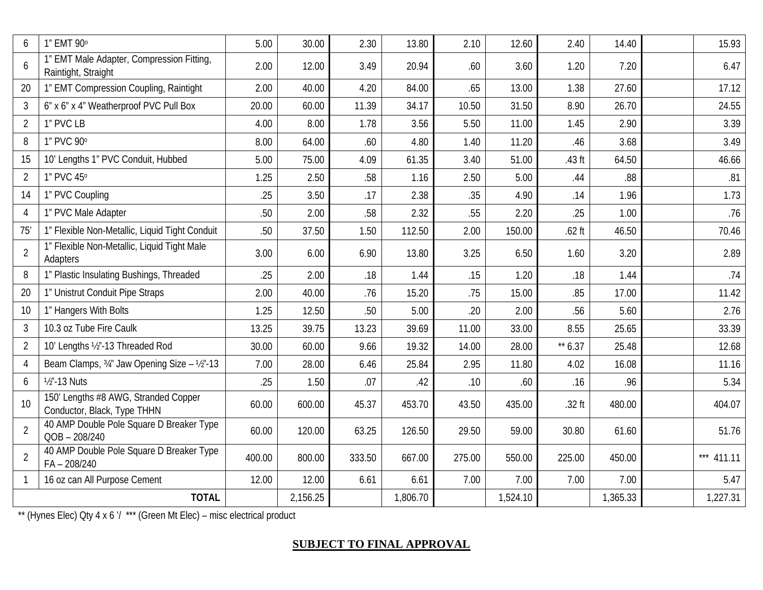| | | | | | | | | | | | |
|---|---|---|---|---|---|---|---|---|---|---|---|
| 6 | 1" EMT 90º | 5.00 | 30.00 | 2.30 | 13.80 | 2.10 | 12.60 | 2.40 | 14.40 | | 15.93 |
| 6 | 1" EMT Male Adapter, Compression Fitting, Raintight, Straight | 2.00 | 12.00 | 3.49 | 20.94 | .60 | 3.60 | 1.20 | 7.20 | | 6.47 |
| 20 | 1" EMT Compression Coupling, Raintight | 2.00 | 40.00 | 4.20 | 84.00 | .65 | 13.00 | 1.38 | 27.60 | | 17.12 |
| 3 | 6" x 6" x 4" Weatherproof PVC Pull Box | 20.00 | 60.00 | 11.39 | 34.17 | 10.50 | 31.50 | 8.90 | 26.70 | | 24.55 |
| 2 | 1" PVC LB | 4.00 | 8.00 | 1.78 | 3.56 | 5.50 | 11.00 | 1.45 | 2.90 | | 3.39 |
| 8 | 1" PVC 90º | 8.00 | 64.00 | .60 | 4.80 | 1.40 | 11.20 | .46 | 3.68 | | 3.49 |
| 15 | 10' Lengths 1" PVC Conduit, Hubbed | 5.00 | 75.00 | 4.09 | 61.35 | 3.40 | 51.00 | .43 ft | 64.50 | | 46.66 |
| 2 | 1" PVC 45º | 1.25 | 2.50 | .58 | 1.16 | 2.50 | 5.00 | .44 | .88 | | .81 |
| 14 | 1" PVC Coupling | .25 | 3.50 | .17 | 2.38 | .35 | 4.90 | .14 | 1.96 | | 1.73 |
| 4 | 1" PVC Male Adapter | .50 | 2.00 | .58 | 2.32 | .55 | 2.20 | .25 | 1.00 | | .76 |
| 75' | 1" Flexible Non-Metallic, Liquid Tight Conduit | .50 | 37.50 | 1.50 | 112.50 | 2.00 | 150.00 | .62 ft | 46.50 | | 70.46 |
| 2 | 1" Flexible Non-Metallic, Liquid Tight Male Adapters | 3.00 | 6.00 | 6.90 | 13.80 | 3.25 | 6.50 | 1.60 | 3.20 | | 2.89 |
| 8 | 1" Plastic Insulating Bushings, Threaded | .25 | 2.00 | .18 | 1.44 | .15 | 1.20 | .18 | 1.44 | | .74 |
| 20 | 1" Unistrut Conduit Pipe Straps | 2.00 | 40.00 | .76 | 15.20 | .75 | 15.00 | .85 | 17.00 | | 11.42 |
| 10 | 1" Hangers With Bolts | 1.25 | 12.50 | .50 | 5.00 | .20 | 2.00 | .56 | 5.60 | | 2.76 |
| 3 | 10.3 oz Tube Fire Caulk | 13.25 | 39.75 | 13.23 | 39.69 | 11.00 | 33.00 | 8.55 | 25.65 | | 33.39 |
| 2 | 10' Lengths ½"-13 Threaded Rod | 30.00 | 60.00 | 9.66 | 19.32 | 14.00 | 28.00 | ** 6.37 | 25.48 | | 12.68 |
| 4 | Beam Clamps, ¾" Jaw Opening Size – ½"-13 | 7.00 | 28.00 | 6.46 | 25.84 | 2.95 | 11.80 | 4.02 | 16.08 | | 11.16 |
| 6 | ½"-13 Nuts | .25 | 1.50 | .07 | .42 | .10 | .60 | .16 | .96 | | 5.34 |
| 10 | 150' Lengths #8 AWG, Stranded Copper Conductor, Black, Type THHN | 60.00 | 600.00 | 45.37 | 453.70 | 43.50 | 435.00 | .32 ft | 480.00 | | 404.07 |
| 2 | 40 AMP Double Pole Square D Breaker Type QOB – 208/240 | 60.00 | 120.00 | 63.25 | 126.50 | 29.50 | 59.00 | 30.80 | 61.60 | | 51.76 |
| 2 | 40 AMP Double Pole Square D Breaker Type FA – 208/240 | 400.00 | 800.00 | 333.50 | 667.00 | 275.00 | 550.00 | 225.00 | 450.00 | | *** 411.11 |
| 1 | 16 oz can All Purpose Cement | 12.00 | 12.00 | 6.61 | 6.61 | 7.00 | 7.00 | 7.00 | 7.00 | | 5.47 |
| | **TOTAL** | | 2,156.25 | | 1,806.70 | | 1,524.10 | | 1,365.33 | | 1,227.31 |

** (Hynes Elec) Qty 4 x 6 '/ *** (Green Mt Elec) – misc electrical product

**SUBJECT TO FINAL APPROVAL**